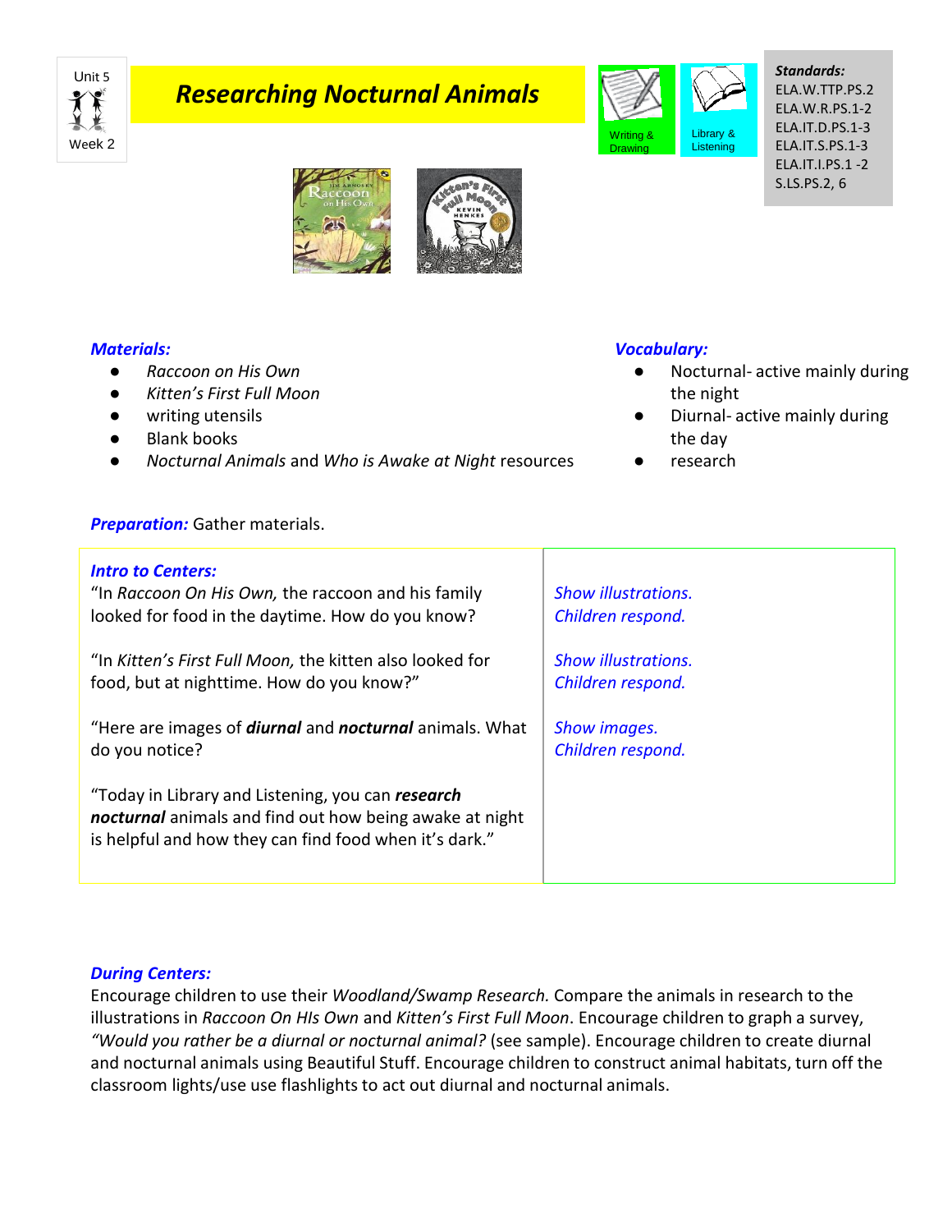Unit 5

Week 2

# Researching Nocturnal Animals

Writing & Drawing

Library & Listening

**Standards:**
ELA.W.TTP.PS.2
ELA.W.R.PS.1-2
ELA.IT.D.PS.1-3
ELA.IT.S.PS.1-3
ELA.IT.I.PS.1 -2
S.LS.PS.2, 6

***Materials:***

- *Raccoon on His Own*
- *Kitten's First Full Moon*
- writing utensils
- Blank books
- *Nocturnal Animals* and *Who is Awake at Night* resources

***Vocabulary:***

- Nocturnal- active mainly during the night
- Diurnal- active mainly during the day
- research

***Preparation:*** Gather materials.

| ***Intro to Centers:*** | |
|---|---|
| "In *Raccoon On His Own,* the raccoon and his family looked for food in the daytime. How do you know? | *Show illustrations. Children respond.* |
| "In *Kitten's First Full Moon,* the kitten also looked for food, but at nighttime. How do you know?" | *Show illustrations. Children respond.* |
| "Here are images of ***diurnal*** and ***nocturnal*** animals. What do you notice? | *Show images. Children respond.* |
| "Today in Library and Listening, you can ***research nocturnal*** animals and find out how being awake at night is helpful and how they can find food when it's dark." | |

***During Centers:***

Encourage children to use their *Woodland/Swamp Research.* Compare the animals in research to the illustrations in *Raccoon On HIs Own* and *Kitten's First Full Moon*. Encourage children to graph a survey, *"Would you rather be a diurnal or nocturnal animal?* (see sample). Encourage children to create diurnal and nocturnal animals using Beautiful Stuff. Encourage children to construct animal habitats, turn off the classroom lights/use use flashlights to act out diurnal and nocturnal animals.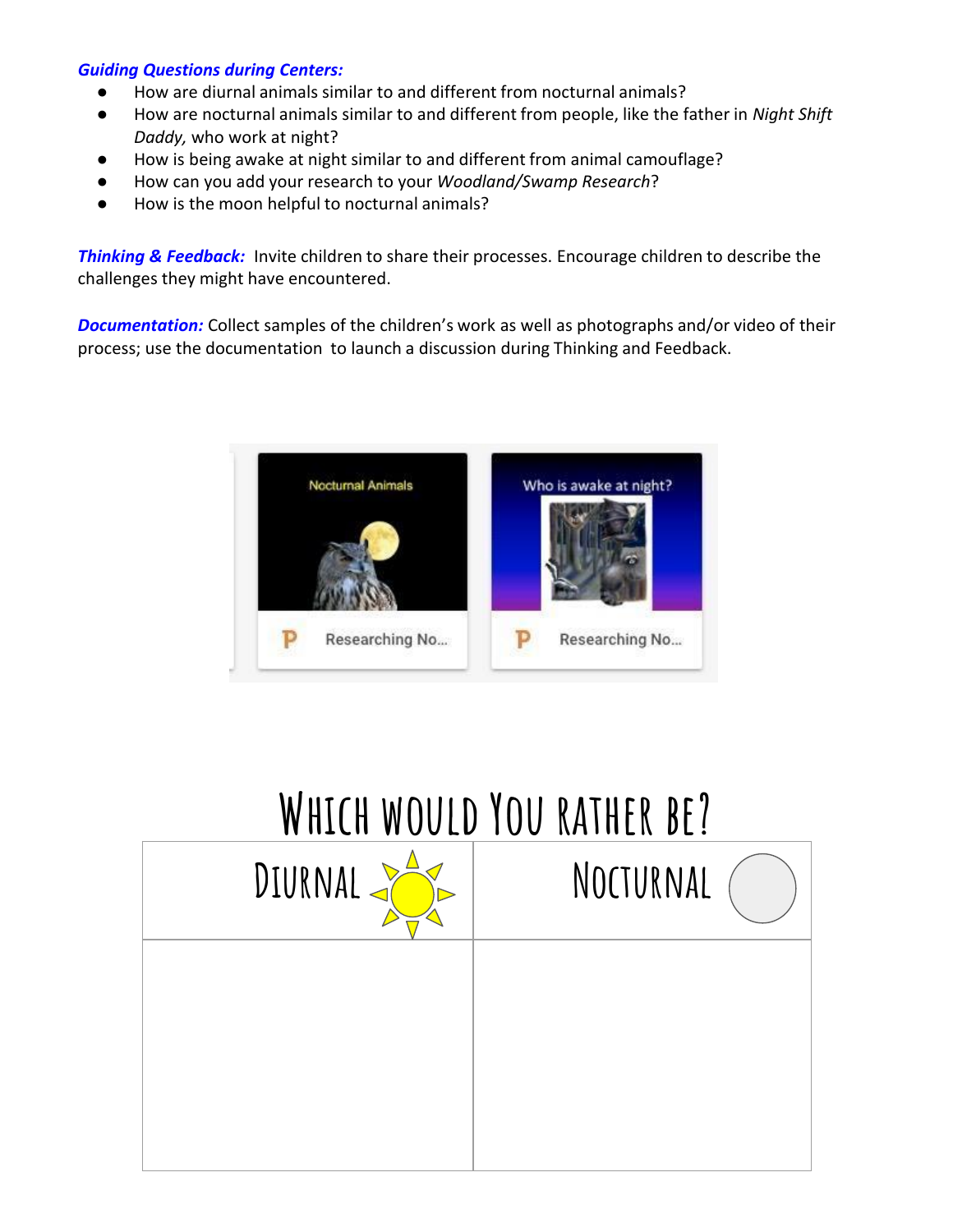***Guiding Questions during Centers:***

- How are diurnal animals similar to and different from nocturnal animals?
- How are nocturnal animals similar to and different from people, like the father in *Night Shift Daddy,* who work at night?
- How is being awake at night similar to and different from animal camouflage?
- How can you add your research to your *Woodland/Swamp Research*?
- How is the moon helpful to nocturnal animals?

***Thinking & Feedback:*** Invite children to share their processes. Encourage children to describe the challenges they might have encountered.

***Documentation:*** Collect samples of the children's work as well as photographs and/or video of their process; use the documentation to launch a discussion during Thinking and Feedback.

Nocturnal Animals

Researching No...

Who is awake at night?

Researching No...

# Which would You rather be?

| Diurnal | Nocturnal |
|---|---|
| | |